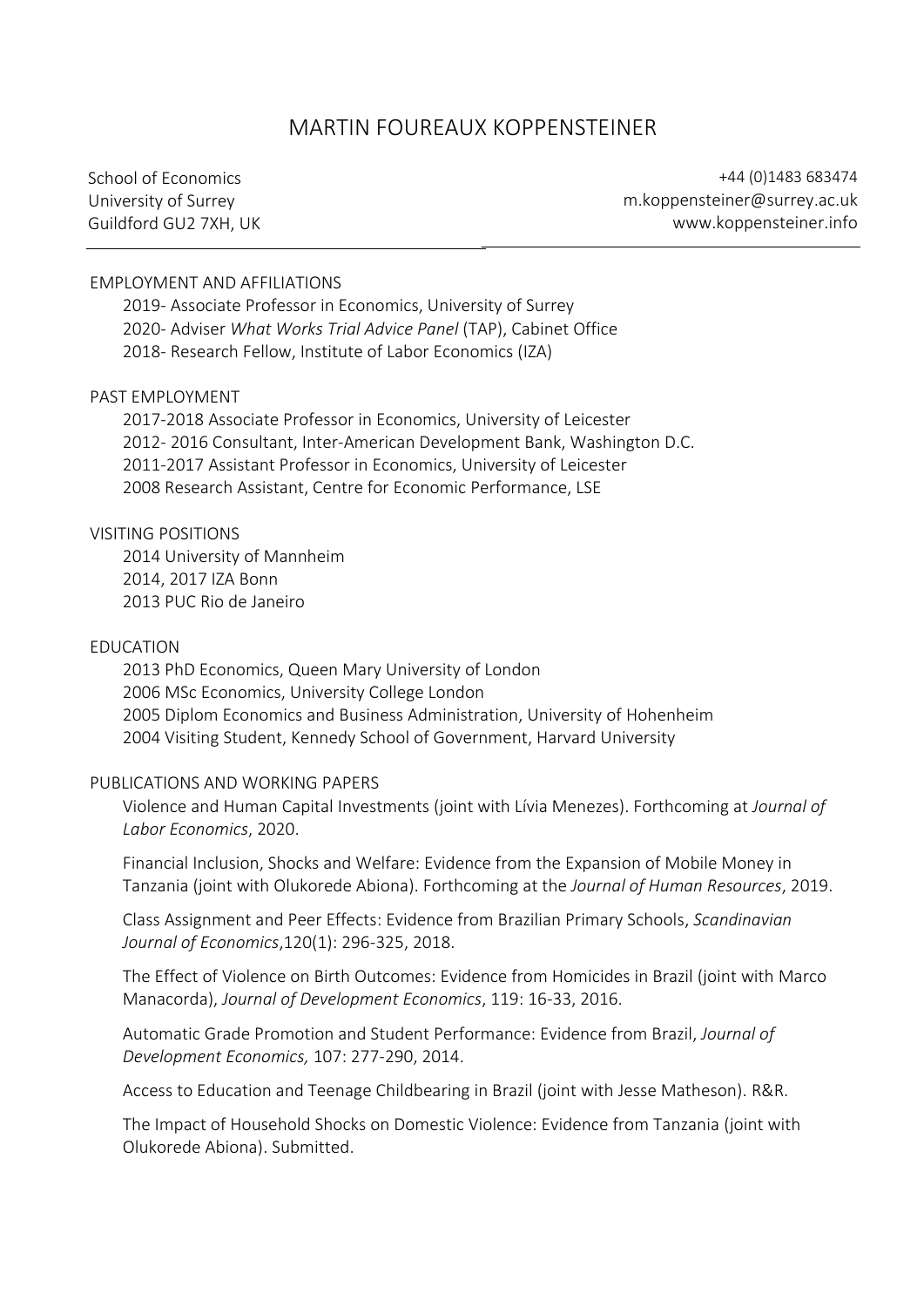# MARTIN FOUREAUX KOPPENSTEINER

School of Economics
University of Surrey
Guildford GU2 7XH, UK

+44 (0)1483 683474
m.koppensteiner@surrey.ac.uk
www.koppensteiner.info

---

## EMPLOYMENT AND AFFILIATIONS

2019- Associate Professor in Economics, University of Surrey
2020- Adviser *What Works Trial Advice Panel* (TAP), Cabinet Office
2018- Research Fellow, Institute of Labor Economics (IZA)

## PAST EMPLOYMENT

2017-2018 Associate Professor in Economics, University of Leicester
2012- 2016 Consultant, Inter-American Development Bank, Washington D.C.
2011-2017 Assistant Professor in Economics, University of Leicester
2008 Research Assistant, Centre for Economic Performance, LSE

## VISITING POSITIONS

2014 University of Mannheim
2014, 2017 IZA Bonn
2013 PUC Rio de Janeiro

## EDUCATION

2013 PhD Economics, Queen Mary University of London
2006 MSc Economics, University College London
2005 Diplom Economics and Business Administration, University of Hohenheim
2004 Visiting Student, Kennedy School of Government, Harvard University

## PUBLICATIONS AND WORKING PAPERS

Violence and Human Capital Investments (joint with Lívia Menezes). Forthcoming at *Journal of Labor Economics*, 2020.

Financial Inclusion, Shocks and Welfare: Evidence from the Expansion of Mobile Money in Tanzania (joint with Olukorede Abiona). Forthcoming at the *Journal of Human Resources*, 2019.

Class Assignment and Peer Effects: Evidence from Brazilian Primary Schools, *Scandinavian Journal of Economics*,120(1): 296-325, 2018.

The Effect of Violence on Birth Outcomes: Evidence from Homicides in Brazil (joint with Marco Manacorda), *Journal of Development Economics*, 119: 16-33, 2016.

Automatic Grade Promotion and Student Performance: Evidence from Brazil, *Journal of Development Economics,* 107: 277-290, 2014.

Access to Education and Teenage Childbearing in Brazil (joint with Jesse Matheson). R&R.

The Impact of Household Shocks on Domestic Violence: Evidence from Tanzania (joint with Olukorede Abiona). Submitted.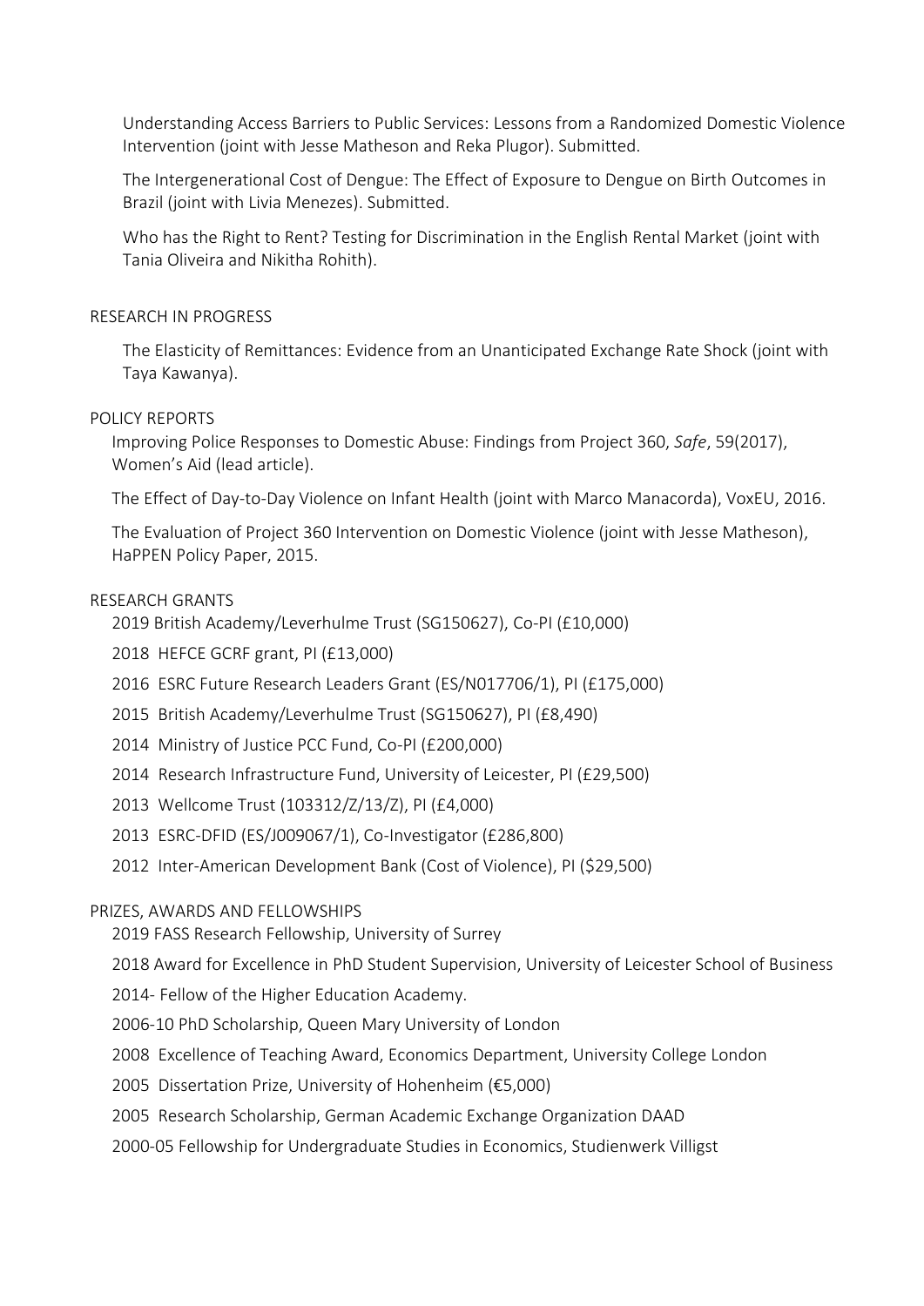Understanding Access Barriers to Public Services: Lessons from a Randomized Domestic Violence Intervention (joint with Jesse Matheson and Reka Plugor). Submitted.

The Intergenerational Cost of Dengue: The Effect of Exposure to Dengue on Birth Outcomes in Brazil (joint with Livia Menezes). Submitted.

Who has the Right to Rent? Testing for Discrimination in the English Rental Market (joint with Tania Oliveira and Nikitha Rohith).

## RESEARCH IN PROGRESS

The Elasticity of Remittances: Evidence from an Unanticipated Exchange Rate Shock (joint with Taya Kawanya).

## POLICY REPORTS

Improving Police Responses to Domestic Abuse: Findings from Project 360, *Safe*, 59(2017), Women's Aid (lead article).

The Effect of Day-to-Day Violence on Infant Health (joint with Marco Manacorda), VoxEU, 2016.

The Evaluation of Project 360 Intervention on Domestic Violence (joint with Jesse Matheson), HaPPEN Policy Paper, 2015.

## RESEARCH GRANTS

2019 British Academy/Leverhulme Trust (SG150627), Co-PI (£10,000)

2018 HEFCE GCRF grant, PI (£13,000)

2016 ESRC Future Research Leaders Grant (ES/N017706/1), PI (£175,000)

2015 British Academy/Leverhulme Trust (SG150627), PI (£8,490)

2014 Ministry of Justice PCC Fund, Co-PI (£200,000)

2014 Research Infrastructure Fund, University of Leicester, PI (£29,500)

2013 Wellcome Trust (103312/Z/13/Z), PI (£4,000)

2013 ESRC-DFID (ES/J009067/1), Co-Investigator (£286,800)

2012 Inter-American Development Bank (Cost of Violence), PI ($29,500)

## PRIZES, AWARDS AND FELLOWSHIPS

2019 FASS Research Fellowship, University of Surrey

2018 Award for Excellence in PhD Student Supervision, University of Leicester School of Business

2014- Fellow of the Higher Education Academy.

2006-10 PhD Scholarship, Queen Mary University of London

2008 Excellence of Teaching Award, Economics Department, University College London

2005 Dissertation Prize, University of Hohenheim (€5,000)

2005 Research Scholarship, German Academic Exchange Organization DAAD

2000-05 Fellowship for Undergraduate Studies in Economics, Studienwerk Villigst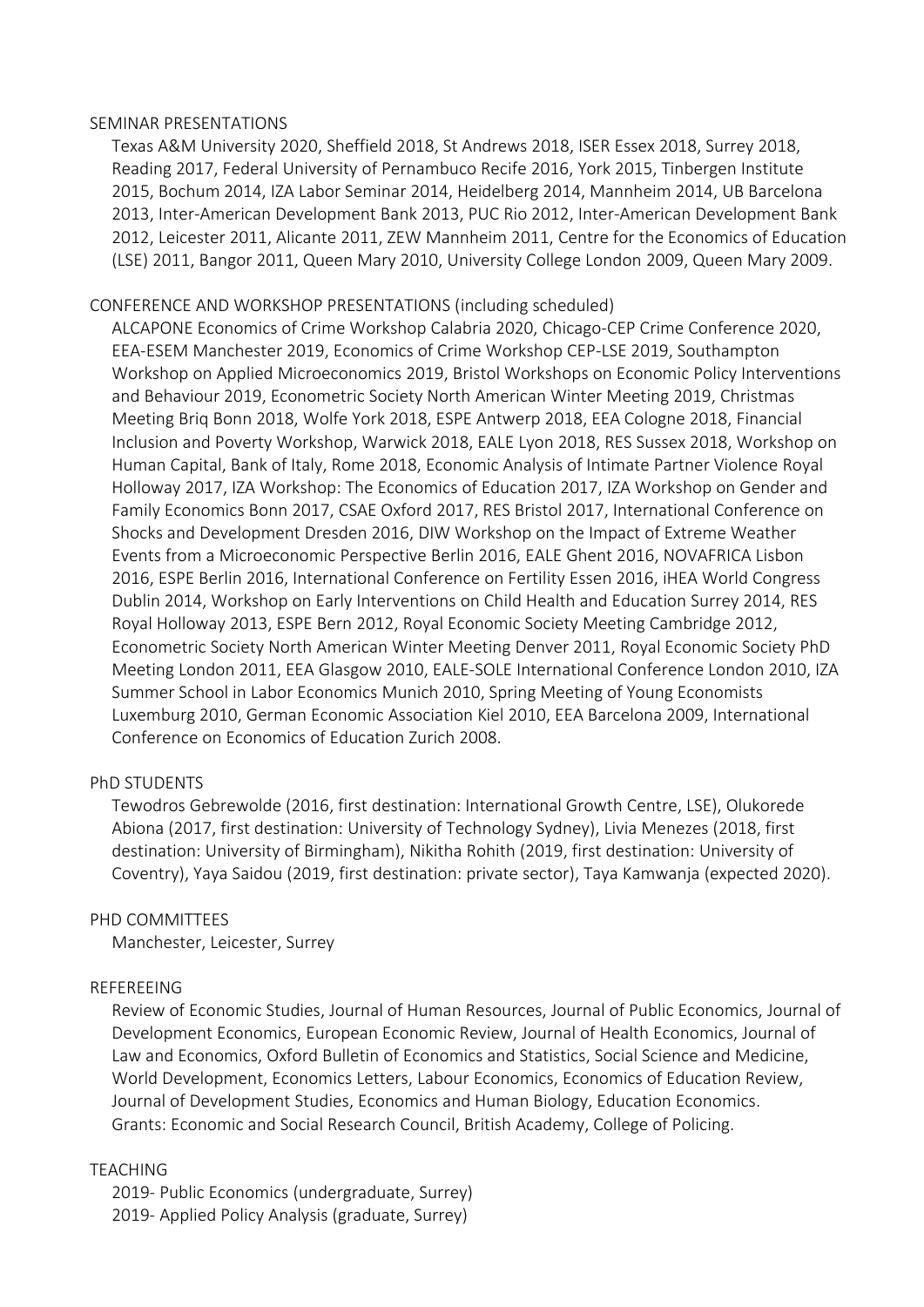## SEMINAR PRESENTATIONS

Texas A&M University 2020, Sheffield 2018, St Andrews 2018, ISER Essex 2018, Surrey 2018, Reading 2017, Federal University of Pernambuco Recife 2016, York 2015, Tinbergen Institute 2015, Bochum 2014, IZA Labor Seminar 2014, Heidelberg 2014, Mannheim 2014, UB Barcelona 2013, Inter-American Development Bank 2013, PUC Rio 2012, Inter-American Development Bank 2012, Leicester 2011, Alicante 2011, ZEW Mannheim 2011, Centre for the Economics of Education (LSE) 2011, Bangor 2011, Queen Mary 2010, University College London 2009, Queen Mary 2009.

## CONFERENCE AND WORKSHOP PRESENTATIONS (including scheduled)

ALCAPONE Economics of Crime Workshop Calabria 2020, Chicago-CEP Crime Conference 2020, EEA-ESEM Manchester 2019, Economics of Crime Workshop CEP-LSE 2019, Southampton Workshop on Applied Microeconomics 2019, Bristol Workshops on Economic Policy Interventions and Behaviour 2019, Econometric Society North American Winter Meeting 2019, Christmas Meeting Briq Bonn 2018, Wolfe York 2018, ESPE Antwerp 2018, EEA Cologne 2018, Financial Inclusion and Poverty Workshop, Warwick 2018, EALE Lyon 2018, RES Sussex 2018, Workshop on Human Capital, Bank of Italy, Rome 2018, Economic Analysis of Intimate Partner Violence Royal Holloway 2017, IZA Workshop: The Economics of Education 2017, IZA Workshop on Gender and Family Economics Bonn 2017, CSAE Oxford 2017, RES Bristol 2017, International Conference on Shocks and Development Dresden 2016, DIW Workshop on the Impact of Extreme Weather Events from a Microeconomic Perspective Berlin 2016, EALE Ghent 2016, NOVAFRICA Lisbon 2016, ESPE Berlin 2016, International Conference on Fertility Essen 2016, iHEA World Congress Dublin 2014, Workshop on Early Interventions on Child Health and Education Surrey 2014, RES Royal Holloway 2013, ESPE Bern 2012, Royal Economic Society Meeting Cambridge 2012, Econometric Society North American Winter Meeting Denver 2011, Royal Economic Society PhD Meeting London 2011, EEA Glasgow 2010, EALE-SOLE International Conference London 2010, IZA Summer School in Labor Economics Munich 2010, Spring Meeting of Young Economists Luxemburg 2010, German Economic Association Kiel 2010, EEA Barcelona 2009, International Conference on Economics of Education Zurich 2008.

## PhD STUDENTS

Tewodros Gebrewolde (2016, first destination: International Growth Centre, LSE), Olukorede Abiona (2017, first destination: University of Technology Sydney), Livia Menezes (2018, first destination: University of Birmingham), Nikitha Rohith (2019, first destination: University of Coventry), Yaya Saidou (2019, first destination: private sector), Taya Kamwanja (expected 2020).

## PHD COMMITTEES

Manchester, Leicester, Surrey

## REFEREEING

Review of Economic Studies, Journal of Human Resources, Journal of Public Economics, Journal of Development Economics, European Economic Review, Journal of Health Economics, Journal of Law and Economics, Oxford Bulletin of Economics and Statistics, Social Science and Medicine, World Development, Economics Letters, Labour Economics, Economics of Education Review, Journal of Development Studies, Economics and Human Biology, Education Economics.
Grants: Economic and Social Research Council, British Academy, College of Policing.

## TEACHING

2019- Public Economics (undergraduate, Surrey)
2019- Applied Policy Analysis (graduate, Surrey)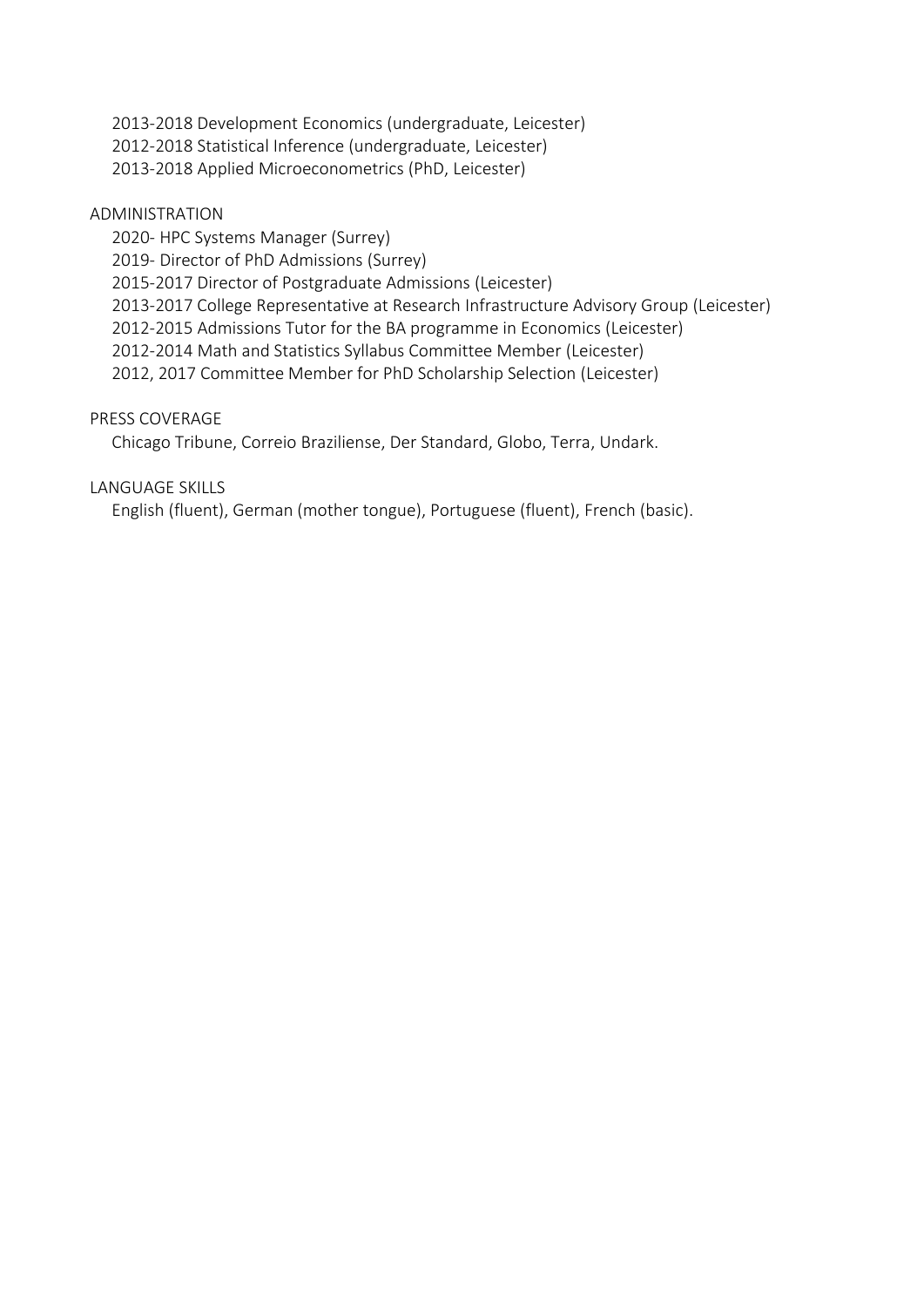2013-2018 Development Economics (undergraduate, Leicester)
2012-2018 Statistical Inference (undergraduate, Leicester)
2013-2018 Applied Microeconometrics (PhD, Leicester)

## ADMINISTRATION

2020- HPC Systems Manager (Surrey)
2019- Director of PhD Admissions (Surrey)
2015-2017 Director of Postgraduate Admissions (Leicester)
2013-2017 College Representative at Research Infrastructure Advisory Group (Leicester)
2012-2015 Admissions Tutor for the BA programme in Economics (Leicester)
2012-2014 Math and Statistics Syllabus Committee Member (Leicester)
2012, 2017 Committee Member for PhD Scholarship Selection (Leicester)

## PRESS COVERAGE

Chicago Tribune, Correio Braziliense, Der Standard, Globo, Terra, Undark.

## LANGUAGE SKILLS

English (fluent), German (mother tongue), Portuguese (fluent), French (basic).